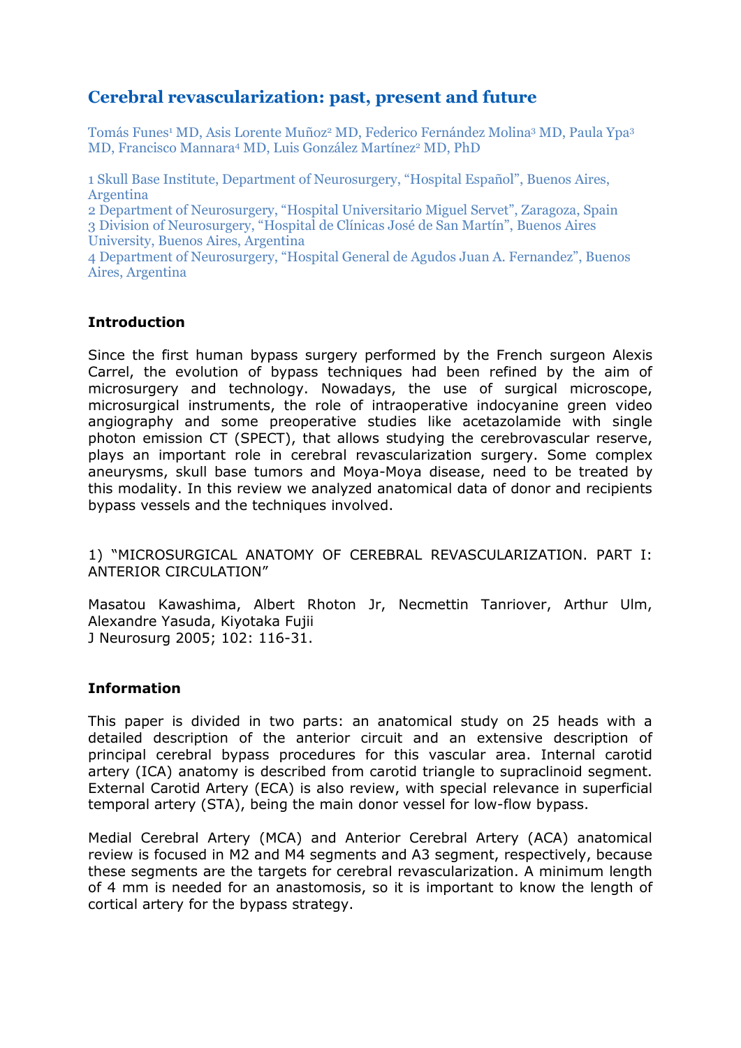# Cerebral revascularization: past, present and future

Tomás Funes[1] MD, Asis Lorente Muñoz[2] MD, Federico Fernández Molina[3] MD, Paula Ypa[3] MD, Francisco Mannara[4] MD, Luis González Martínez[2] MD, PhD

1 Skull Base Institute, Department of Neurosurgery, "Hospital Español", Buenos Aires, Argentina
2 Department of Neurosurgery, "Hospital Universitario Miguel Servet", Zaragoza, Spain
3 Division of Neurosurgery, "Hospital de Clínicas José de San Martín", Buenos Aires University, Buenos Aires, Argentina
4 Department of Neurosurgery, "Hospital General de Agudos Juan A. Fernandez", Buenos Aires, Argentina

## Introduction

Since the first human bypass surgery performed by the French surgeon Alexis Carrel, the evolution of bypass techniques had been refined by the aim of microsurgery and technology. Nowadays, the use of surgical microscope, microsurgical instruments, the role of intraoperative indocyanine green video angiography and some preoperative studies like acetazolamide with single photon emission CT (SPECT), that allows studying the cerebrovascular reserve, plays an important role in cerebral revascularization surgery. Some complex aneurysms, skull base tumors and Moya-Moya disease, need to be treated by this modality. In this review we analyzed anatomical data of donor and recipients bypass vessels and the techniques involved.

1) "MICROSURGICAL ANATOMY OF CEREBRAL REVASCULARIZATION. PART I: ANTERIOR CIRCULATION"

Masatou Kawashima, Albert Rhoton Jr, Necmettin Tanriover, Arthur Ulm, Alexandre Yasuda, Kiyotaka Fujii
J Neurosurg 2005; 102: 116-31.

## Information

This paper is divided in two parts: an anatomical study on 25 heads with a detailed description of the anterior circuit and an extensive description of principal cerebral bypass procedures for this vascular area. Internal carotid artery (ICA) anatomy is described from carotid triangle to supraclinoid segment. External Carotid Artery (ECA) is also review, with special relevance in superficial temporal artery (STA), being the main donor vessel for low-flow bypass.

Medial Cerebral Artery (MCA) and Anterior Cerebral Artery (ACA) anatomical review is focused in M2 and M4 segments and A3 segment, respectively, because these segments are the targets for cerebral revascularization. A minimum length of 4 mm is needed for an anastomosis, so it is important to know the length of cortical artery for the bypass strategy.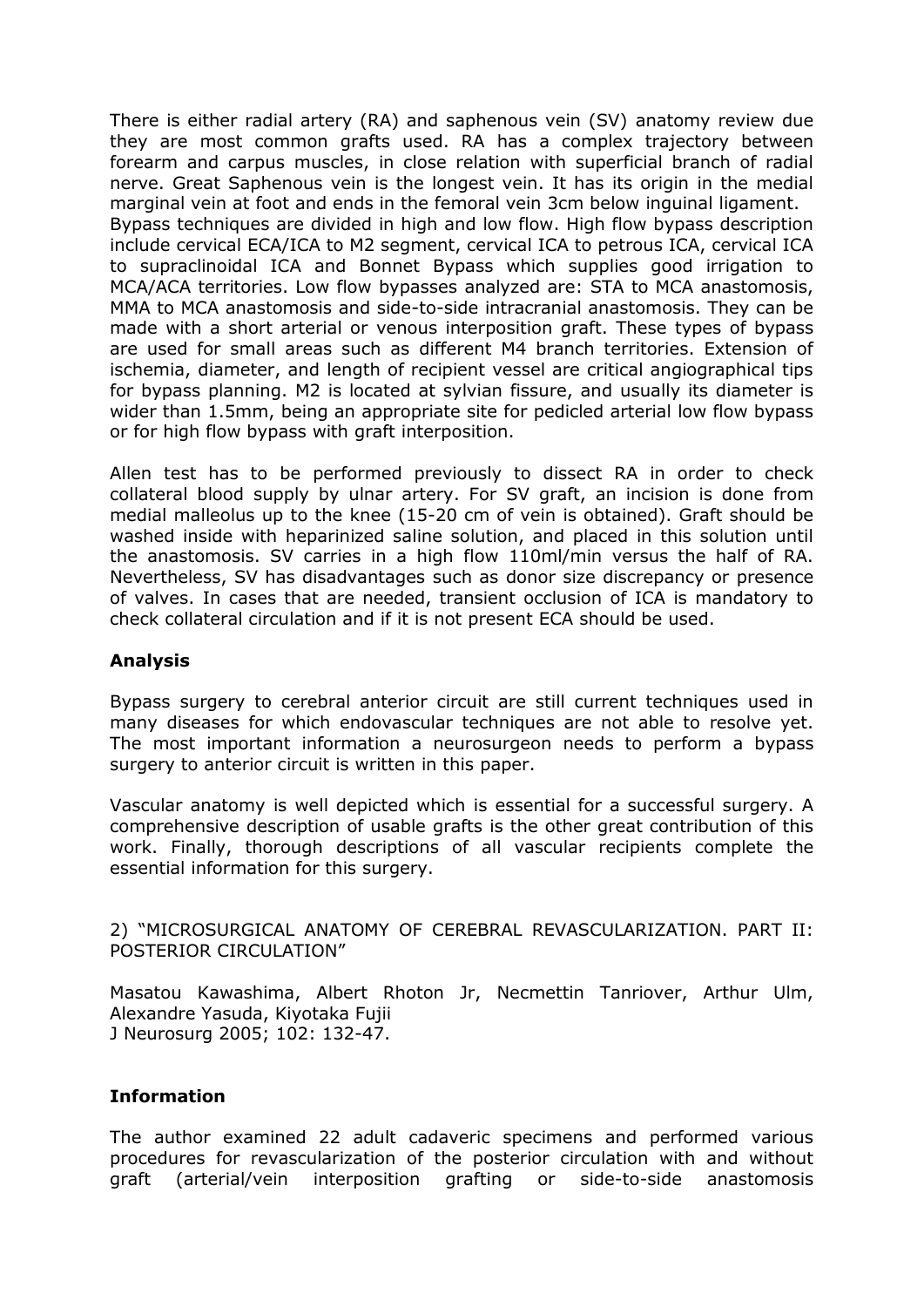There is either radial artery (RA) and saphenous vein (SV) anatomy review due they are most common grafts used. RA has a complex trajectory between forearm and carpus muscles, in close relation with superficial branch of radial nerve. Great Saphenous vein is the longest vein. It has its origin in the medial marginal vein at foot and ends in the femoral vein 3cm below inguinal ligament. Bypass techniques are divided in high and low flow. High flow bypass description include cervical ECA/ICA to M2 segment, cervical ICA to petrous ICA, cervical ICA to supraclinoidal ICA and Bonnet Bypass which supplies good irrigation to MCA/ACA territories. Low flow bypasses analyzed are: STA to MCA anastomosis, MMA to MCA anastomosis and side-to-side intracranial anastomosis. They can be made with a short arterial or venous interposition graft. These types of bypass are used for small areas such as different M4 branch territories. Extension of ischemia, diameter, and length of recipient vessel are critical angiographical tips for bypass planning. M2 is located at sylvian fissure, and usually its diameter is wider than 1.5mm, being an appropriate site for pedicled arterial low flow bypass or for high flow bypass with graft interposition.

Allen test has to be performed previously to dissect RA in order to check collateral blood supply by ulnar artery. For SV graft, an incision is done from medial malleolus up to the knee (15-20 cm of vein is obtained). Graft should be washed inside with heparinized saline solution, and placed in this solution until the anastomosis. SV carries in a high flow 110ml/min versus the half of RA. Nevertheless, SV has disadvantages such as donor size discrepancy or presence of valves. In cases that are needed, transient occlusion of ICA is mandatory to check collateral circulation and if it is not present ECA should be used.

**Analysis**

Bypass surgery to cerebral anterior circuit are still current techniques used in many diseases for which endovascular techniques are not able to resolve yet. The most important information a neurosurgeon needs to perform a bypass surgery to anterior circuit is written in this paper.

Vascular anatomy is well depicted which is essential for a successful surgery. A comprehensive description of usable grafts is the other great contribution of this work. Finally, thorough descriptions of all vascular recipients complete the essential information for this surgery.

2) "MICROSURGICAL ANATOMY OF CEREBRAL REVASCULARIZATION. PART II: POSTERIOR CIRCULATION"

Masatou Kawashima, Albert Rhoton Jr, Necmettin Tanriover, Arthur Ulm, Alexandre Yasuda, Kiyotaka Fujii
J Neurosurg 2005; 102: 132-47.

**Information**

The author examined 22 adult cadaveric specimens and performed various procedures for revascularization of the posterior circulation with and without graft (arterial/vein interposition grafting or side-to-side anastomosis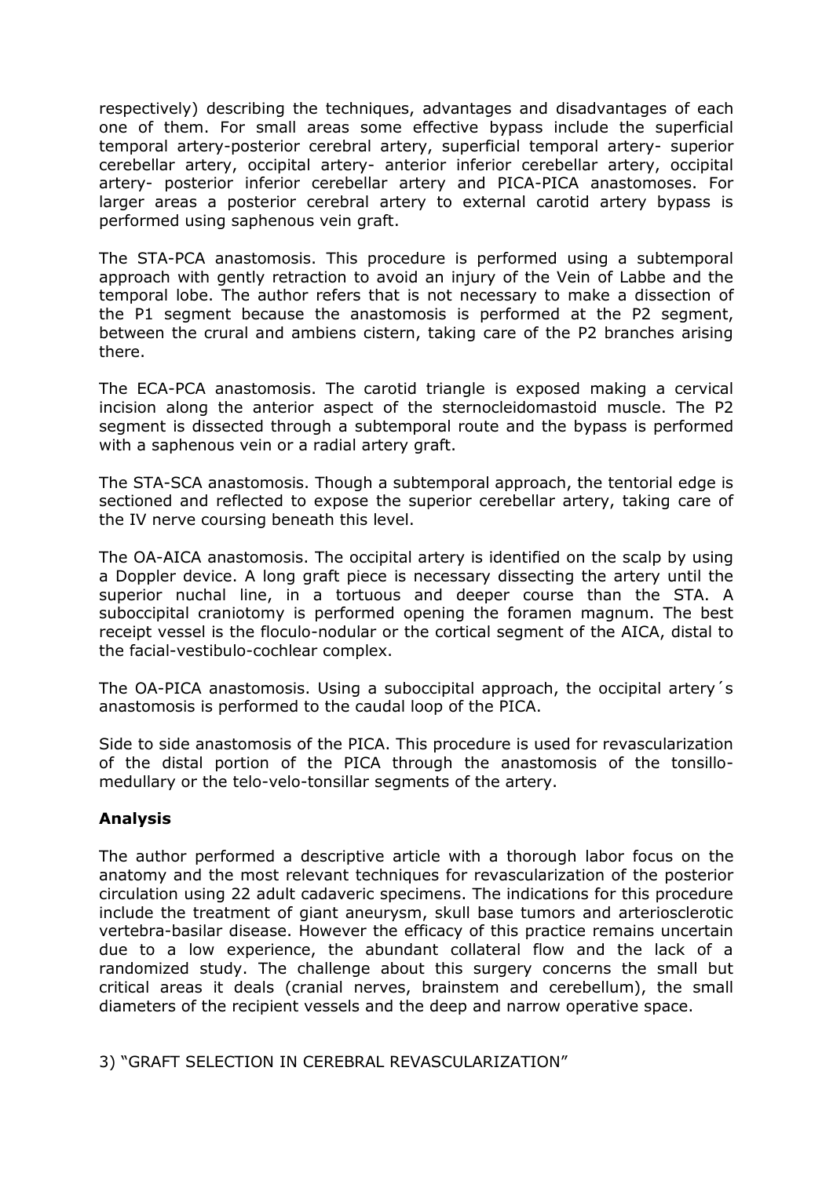respectively) describing the techniques, advantages and disadvantages of each one of them. For small areas some effective bypass include the superficial temporal artery-posterior cerebral artery, superficial temporal artery- superior cerebellar artery, occipital artery- anterior inferior cerebellar artery, occipital artery- posterior inferior cerebellar artery and PICA-PICA anastomoses. For larger areas a posterior cerebral artery to external carotid artery bypass is performed using saphenous vein graft.

The STA-PCA anastomosis. This procedure is performed using a subtemporal approach with gently retraction to avoid an injury of the Vein of Labbe and the temporal lobe. The author refers that is not necessary to make a dissection of the P1 segment because the anastomosis is performed at the P2 segment, between the crural and ambiens cistern, taking care of the P2 branches arising there.

The ECA-PCA anastomosis. The carotid triangle is exposed making a cervical incision along the anterior aspect of the sternocleidomastoid muscle. The P2 segment is dissected through a subtemporal route and the bypass is performed with a saphenous vein or a radial artery graft.

The STA-SCA anastomosis. Though a subtemporal approach, the tentorial edge is sectioned and reflected to expose the superior cerebellar artery, taking care of the IV nerve coursing beneath this level.

The OA-AICA anastomosis. The occipital artery is identified on the scalp by using a Doppler device. A long graft piece is necessary dissecting the artery until the superior nuchal line, in a tortuous and deeper course than the STA. A suboccipital craniotomy is performed opening the foramen magnum. The best receipt vessel is the floculo-nodular or the cortical segment of the AICA, distal to the facial-vestibulo-cochlear complex.

The OA-PICA anastomosis. Using a suboccipital approach, the occipital artery´s anastomosis is performed to the caudal loop of the PICA.

Side to side anastomosis of the PICA. This procedure is used for revascularization of the distal portion of the PICA through the anastomosis of the tonsillo-medullary or the telo-velo-tonsillar segments of the artery.

**Analysis**

The author performed a descriptive article with a thorough labor focus on the anatomy and the most relevant techniques for revascularization of the posterior circulation using 22 adult cadaveric specimens. The indications for this procedure include the treatment of giant aneurysm, skull base tumors and arteriosclerotic vertebra-basilar disease. However the efficacy of this practice remains uncertain due to a low experience, the abundant collateral flow and the lack of a randomized study. The challenge about this surgery concerns the small but critical areas it deals (cranial nerves, brainstem and cerebellum), the small diameters of the recipient vessels and the deep and narrow operative space.

3) "GRAFT SELECTION IN CEREBRAL REVASCULARIZATION"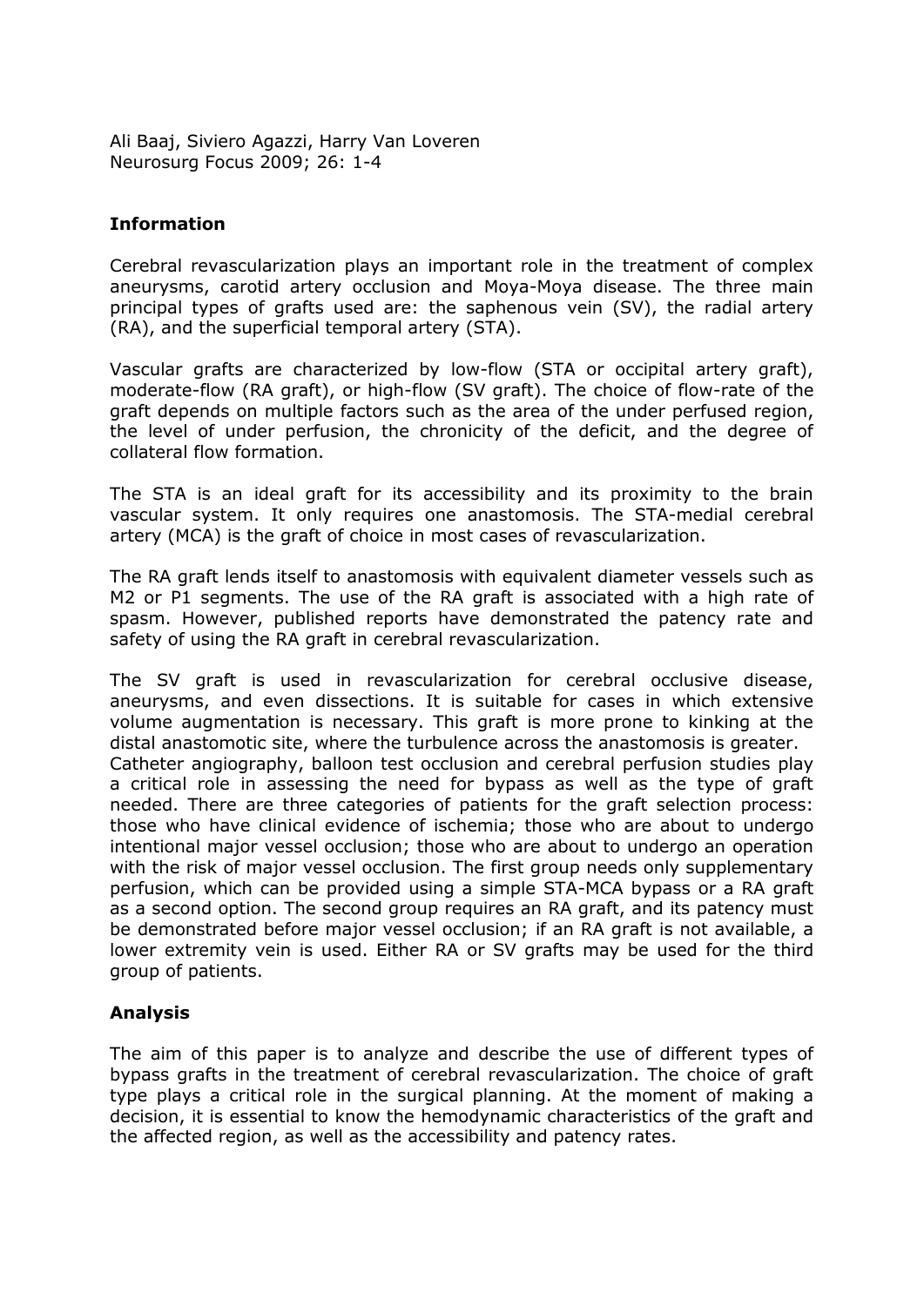Ali Baaj, Siviero Agazzi, Harry Van Loveren
Neurosurg Focus 2009; 26: 1-4

**Information**

Cerebral revascularization plays an important role in the treatment of complex aneurysms, carotid artery occlusion and Moya-Moya disease. The three main principal types of grafts used are: the saphenous vein (SV), the radial artery (RA), and the superficial temporal artery (STA).

Vascular grafts are characterized by low-flow (STA or occipital artery graft), moderate-flow (RA graft), or high-flow (SV graft). The choice of flow-rate of the graft depends on multiple factors such as the area of the under perfused region, the level of under perfusion, the chronicity of the deficit, and the degree of collateral flow formation.

The STA is an ideal graft for its accessibility and its proximity to the brain vascular system. It only requires one anastomosis. The STA-medial cerebral artery (MCA) is the graft of choice in most cases of revascularization.

The RA graft lends itself to anastomosis with equivalent diameter vessels such as M2 or P1 segments. The use of the RA graft is associated with a high rate of spasm. However, published reports have demonstrated the patency rate and safety of using the RA graft in cerebral revascularization.

The SV graft is used in revascularization for cerebral occlusive disease, aneurysms, and even dissections. It is suitable for cases in which extensive volume augmentation is necessary. This graft is more prone to kinking at the distal anastomotic site, where the turbulence across the anastomosis is greater.
Catheter angiography, balloon test occlusion and cerebral perfusion studies play a critical role in assessing the need for bypass as well as the type of graft needed. There are three categories of patients for the graft selection process: those who have clinical evidence of ischemia; those who are about to undergo intentional major vessel occlusion; those who are about to undergo an operation with the risk of major vessel occlusion. The first group needs only supplementary perfusion, which can be provided using a simple STA-MCA bypass or a RA graft as a second option. The second group requires an RA graft, and its patency must be demonstrated before major vessel occlusion; if an RA graft is not available, a lower extremity vein is used. Either RA or SV grafts may be used for the third group of patients.

**Analysis**

The aim of this paper is to analyze and describe the use of different types of bypass grafts in the treatment of cerebral revascularization. The choice of graft type plays a critical role in the surgical planning. At the moment of making a decision, it is essential to know the hemodynamic characteristics of the graft and the affected region, as well as the accessibility and patency rates.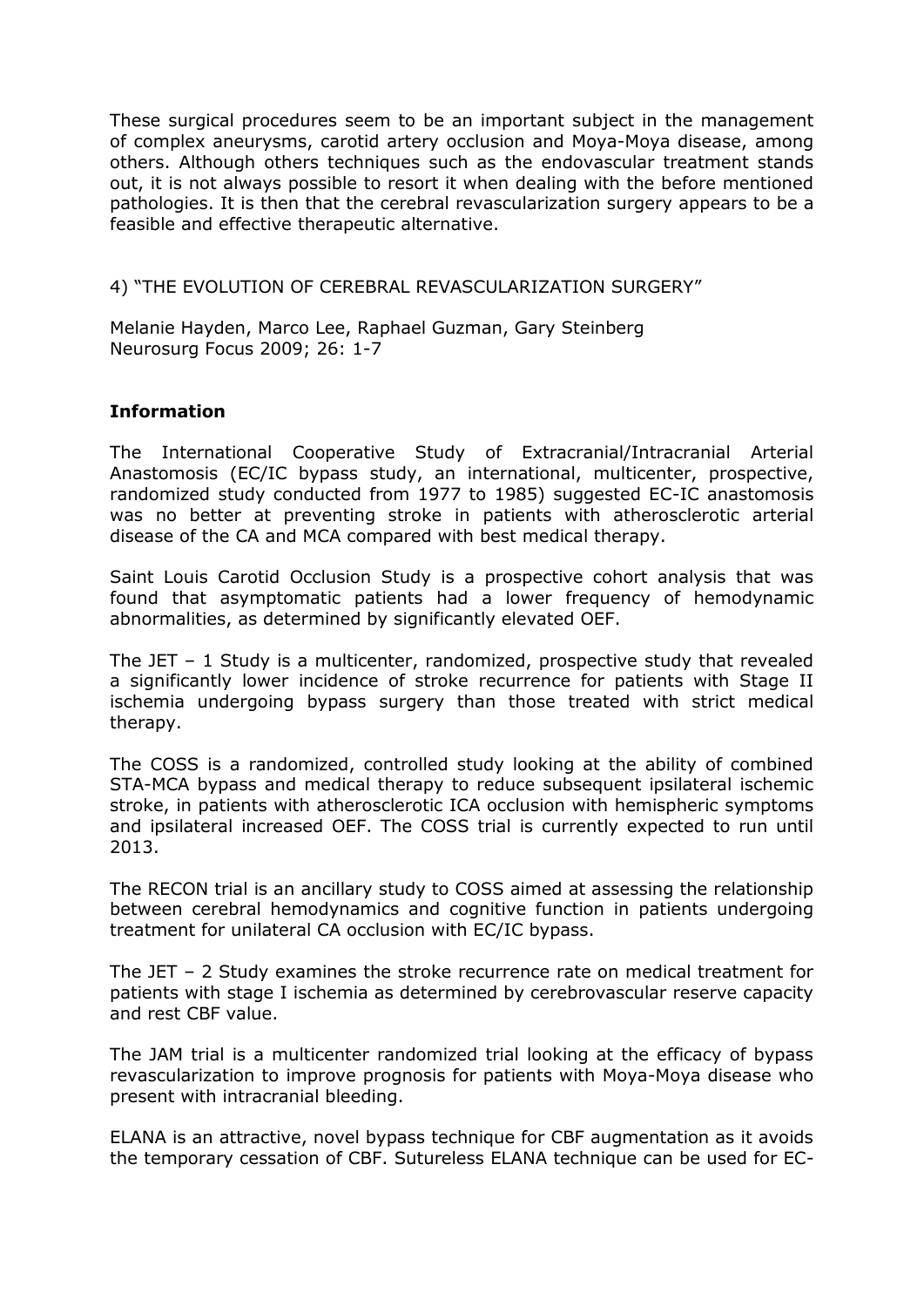These surgical procedures seem to be an important subject in the management of complex aneurysms, carotid artery occlusion and Moya-Moya disease, among others. Although others techniques such as the endovascular treatment stands out, it is not always possible to resort it when dealing with the before mentioned pathologies. It is then that the cerebral revascularization surgery appears to be a feasible and effective therapeutic alternative.

4) "THE EVOLUTION OF CEREBRAL REVASCULARIZATION SURGERY"

Melanie Hayden, Marco Lee, Raphael Guzman, Gary Steinberg
Neurosurg Focus 2009; 26: 1-7

**Information**

The International Cooperative Study of Extracranial/Intracranial Arterial Anastomosis (EC/IC bypass study, an international, multicenter, prospective, randomized study conducted from 1977 to 1985) suggested EC-IC anastomosis was no better at preventing stroke in patients with atherosclerotic arterial disease of the CA and MCA compared with best medical therapy.

Saint Louis Carotid Occlusion Study is a prospective cohort analysis that was found that asymptomatic patients had a lower frequency of hemodynamic abnormalities, as determined by significantly elevated OEF.

The JET – 1 Study is a multicenter, randomized, prospective study that revealed a significantly lower incidence of stroke recurrence for patients with Stage II ischemia undergoing bypass surgery than those treated with strict medical therapy.

The COSS is a randomized, controlled study looking at the ability of combined STA-MCA bypass and medical therapy to reduce subsequent ipsilateral ischemic stroke, in patients with atherosclerotic ICA occlusion with hemispheric symptoms and ipsilateral increased OEF. The COSS trial is currently expected to run until 2013.

The RECON trial is an ancillary study to COSS aimed at assessing the relationship between cerebral hemodynamics and cognitive function in patients undergoing treatment for unilateral CA occlusion with EC/IC bypass.

The JET – 2 Study examines the stroke recurrence rate on medical treatment for patients with stage I ischemia as determined by cerebrovascular reserve capacity and rest CBF value.

The JAM trial is a multicenter randomized trial looking at the efficacy of bypass revascularization to improve prognosis for patients with Moya-Moya disease who present with intracranial bleeding.

ELANA is an attractive, novel bypass technique for CBF augmentation as it avoids the temporary cessation of CBF. Sutureless ELANA technique can be used for EC-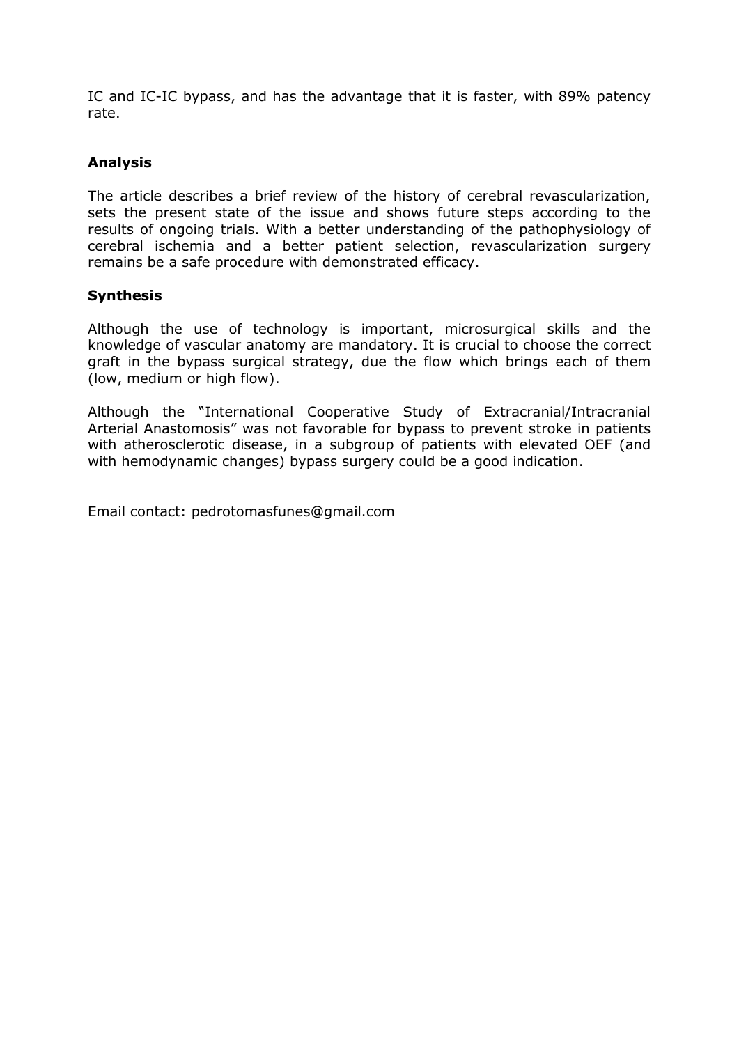IC and IC-IC bypass, and has the advantage that it is faster, with 89% patency rate.

**Analysis**

The article describes a brief review of the history of cerebral revascularization, sets the present state of the issue and shows future steps according to the results of ongoing trials. With a better understanding of the pathophysiology of cerebral ischemia and a better patient selection, revascularization surgery remains be a safe procedure with demonstrated efficacy.

**Synthesis**

Although the use of technology is important, microsurgical skills and the knowledge of vascular anatomy are mandatory. It is crucial to choose the correct graft in the bypass surgical strategy, due the flow which brings each of them (low, medium or high flow).

Although the "International Cooperative Study of Extracranial/Intracranial Arterial Anastomosis" was not favorable for bypass to prevent stroke in patients with atherosclerotic disease, in a subgroup of patients with elevated OEF (and with hemodynamic changes) bypass surgery could be a good indication.

Email contact: pedrotomasfunes@gmail.com